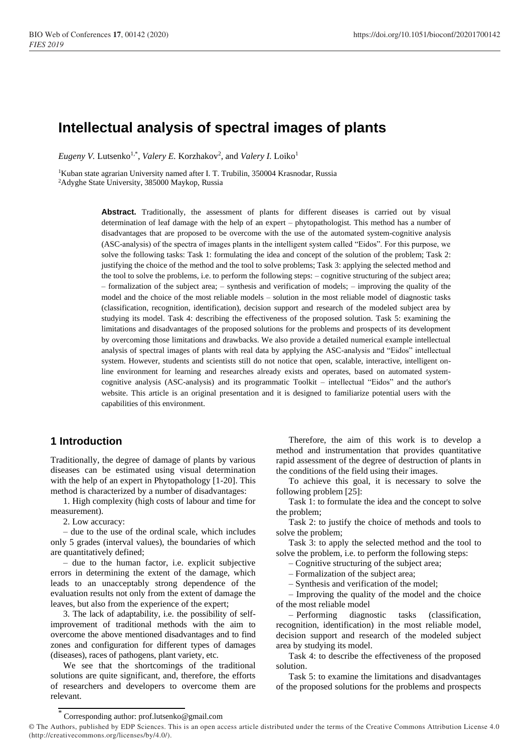# Intellectual analysis of spectral images of plants

*Eugeny V.* Lutsenko[1,*], *Valery E.* Korzhakov[2], and *Valery I.* Loiko[1]

[1]Kuban state agrarian University named after I. T. Trubilin, 350004 Krasnodar, Russia
[2]Adyghe State University, 385000 Maykop, Russia

**Abstract.** Traditionally, the assessment of plants for different diseases is carried out by visual determination of leaf damage with the help of an expert – phytopathologist. This method has a number of disadvantages that are proposed to be overcome with the use of the automated system-cognitive analysis (ASC-analysis) of the spectra of images plants in the intelligent system called "Eidos". For this purpose, we solve the following tasks: Task 1: formulating the idea and concept of the solution of the problem; Task 2: justifying the choice of the method and the tool to solve problems; Task 3: applying the selected method and the tool to solve the problems, i.e. to perform the following steps: – cognitive structuring of the subject area; – formalization of the subject area; – synthesis and verification of models; – improving the quality of the model and the choice of the most reliable models – solution in the most reliable model of diagnostic tasks (classification, recognition, identification), decision support and research of the modeled subject area by studying its model. Task 4: describing the effectiveness of the proposed solution. Task 5: examining the limitations and disadvantages of the proposed solutions for the problems and prospects of its development by overcoming those limitations and drawbacks. We also provide a detailed numerical example intellectual analysis of spectral images of plants with real data by applying the ASC-analysis and "Eidos" intellectual system. However, students and scientists still do not notice that open, scalable, interactive, intelligent on-line environment for learning and researches already exists and operates, based on automated system-cognitive analysis (ASC-analysis) and its programmatic Toolkit – intellectual "Eidos" and the author's website. This article is an original presentation and it is designed to familiarize potential users with the capabilities of this environment.

## 1 Introduction

Traditionally, the degree of damage of plants by various diseases can be estimated using visual determination with the help of an expert in Phytopathology [1-20]. This method is characterized by a number of disadvantages:

1. High complexity (high costs of labour and time for measurement).

2. Low accuracy:

– due to the use of the ordinal scale, which includes only 5 grades (interval values), the boundaries of which are quantitatively defined;

– due to the human factor, i.e. explicit subjective errors in determining the extent of the damage, which leads to an unacceptably strong dependence of the evaluation results not only from the extent of damage the leaves, but also from the experience of the expert;

3. The lack of adaptability, i.e. the possibility of self-improvement of traditional methods with the aim to overcome the above mentioned disadvantages and to find zones and configuration for different types of damages (diseases), races of pathogens, plant variety, etc.

We see that the shortcomings of the traditional solutions are quite significant, and, therefore, the efforts of researchers and developers to overcome them are relevant.

Therefore, the aim of this work is to develop a method and instrumentation that provides quantitative rapid assessment of the degree of destruction of plants in the conditions of the field using their images.

To achieve this goal, it is necessary to solve the following problem [25]:

Task 1: to formulate the idea and the concept to solve the problem;

Task 2: to justify the choice of methods and tools to solve the problem;

Task 3: to apply the selected method and the tool to solve the problem, i.e. to perform the following steps:

– Cognitive structuring of the subject area;

– Formalization of the subject area;

– Synthesis and verification of the model;

– Improving the quality of the model and the choice of the most reliable model

– Performing diagnostic tasks (classification, recognition, identification) in the most reliable model, decision support and research of the modeled subject area by studying its model.

Task 4: to describe the effectiveness of the proposed solution.

Task 5: to examine the limitations and disadvantages of the proposed solutions for the problems and prospects

[*] Corresponding author: prof.lutsenko@gmail.com

© The Authors, published by EDP Sciences. This is an open access article distributed under the terms of the Creative Commons Attribution License 4.0 (http://creativecommons.org/licenses/by/4.0/).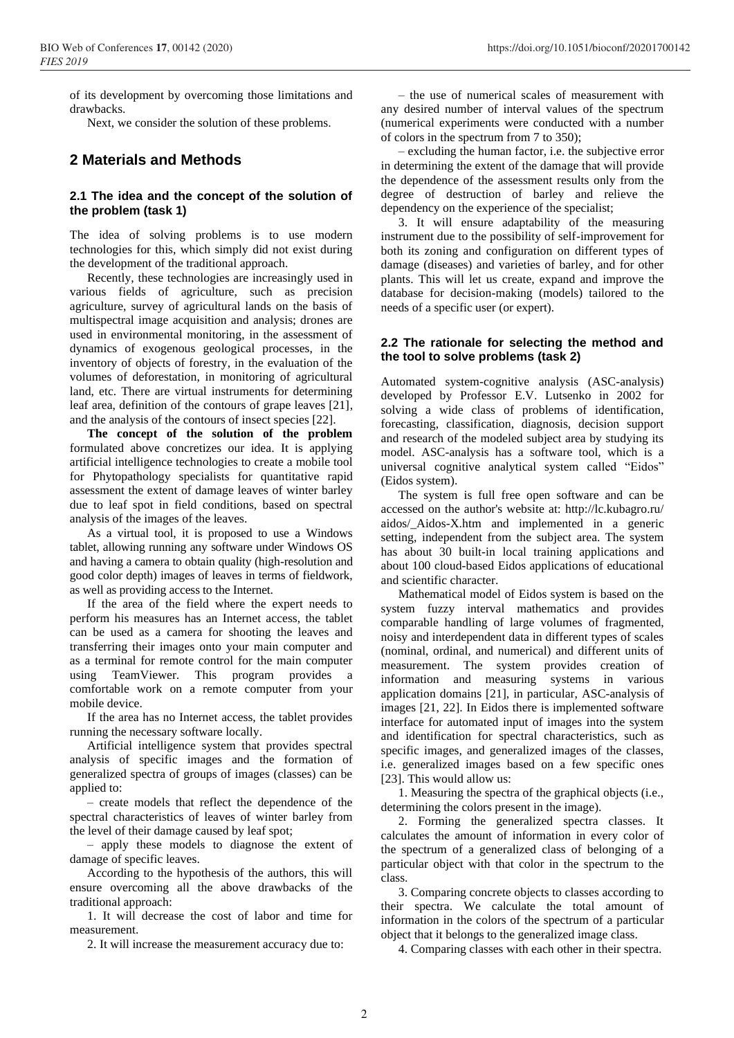of its development by overcoming those limitations and drawbacks.

Next, we consider the solution of these problems.

## 2 Materials and Methods

### 2.1 The idea and the concept of the solution of the problem (task 1)

The idea of solving problems is to use modern technologies for this, which simply did not exist during the development of the traditional approach.

Recently, these technologies are increasingly used in various fields of agriculture, such as precision agriculture, survey of agricultural lands on the basis of multispectral image acquisition and analysis; drones are used in environmental monitoring, in the assessment of dynamics of exogenous geological processes, in the inventory of objects of forestry, in the evaluation of the volumes of deforestation, in monitoring of agricultural land, etc. There are virtual instruments for determining leaf area, definition of the contours of grape leaves [21], and the analysis of the contours of insect species [22].

**The concept of the solution of the problem** formulated above concretizes our idea. It is applying artificial intelligence technologies to create a mobile tool for Phytopathology specialists for quantitative rapid assessment the extent of damage leaves of winter barley due to leaf spot in field conditions, based on spectral analysis of the images of the leaves.

As a virtual tool, it is proposed to use a Windows tablet, allowing running any software under Windows OS and having a camera to obtain quality (high-resolution and good color depth) images of leaves in terms of fieldwork, as well as providing access to the Internet.

If the area of the field where the expert needs to perform his measures has an Internet access, the tablet can be used as a camera for shooting the leaves and transferring their images onto your main computer and as a terminal for remote control for the main computer using TeamViewer. This program provides a comfortable work on a remote computer from your mobile device.

If the area has no Internet access, the tablet provides running the necessary software locally.

Artificial intelligence system that provides spectral analysis of specific images and the formation of generalized spectra of groups of images (classes) can be applied to:

– create models that reflect the dependence of the spectral characteristics of leaves of winter barley from the level of their damage caused by leaf spot;

– apply these models to diagnose the extent of damage of specific leaves.

According to the hypothesis of the authors, this will ensure overcoming all the above drawbacks of the traditional approach:

1. It will decrease the cost of labor and time for measurement.

2. It will increase the measurement accuracy due to:

– the use of numerical scales of measurement with any desired number of interval values of the spectrum (numerical experiments were conducted with a number of colors in the spectrum from 7 to 350);

– excluding the human factor, i.e. the subjective error in determining the extent of the damage that will provide the dependence of the assessment results only from the degree of destruction of barley and relieve the dependency on the experience of the specialist;

3. It will ensure adaptability of the measuring instrument due to the possibility of self-improvement for both its zoning and configuration on different types of damage (diseases) and varieties of barley, and for other plants. This will let us create, expand and improve the database for decision-making (models) tailored to the needs of a specific user (or expert).

### 2.2 The rationale for selecting the method and the tool to solve problems (task 2)

Automated system-cognitive analysis (ASC-analysis) developed by Professor E.V. Lutsenko in 2002 for solving a wide class of problems of identification, forecasting, classification, diagnosis, decision support and research of the modeled subject area by studying its model. ASC-analysis has a software tool, which is a universal cognitive analytical system called "Eidos" (Eidos system).

The system is full free open software and can be accessed on the author's website at: http://lc.kubagro.ru/aidos/_Aidos-X.htm and implemented in a generic setting, independent from the subject area. The system has about 30 built-in local training applications and about 100 cloud-based Eidos applications of educational and scientific character.

Mathematical model of Eidos system is based on the system fuzzy interval mathematics and provides comparable handling of large volumes of fragmented, noisy and interdependent data in different types of scales (nominal, ordinal, and numerical) and different units of measurement. The system provides creation of information and measuring systems in various application domains [21], in particular, ASC-analysis of images [21, 22]. In Eidos there is implemented software interface for automated input of images into the system and identification for spectral characteristics, such as specific images, and generalized images of the classes, i.e. generalized images based on a few specific ones [23]. This would allow us:

1. Measuring the spectra of the graphical objects (i.e., determining the colors present in the image).

2. Forming the generalized spectra classes. It calculates the amount of information in every color of the spectrum of a generalized class of belonging of a particular object with that color in the spectrum to the class.

3. Comparing concrete objects to classes according to their spectra. We calculate the total amount of information in the colors of the spectrum of a particular object that it belongs to the generalized image class.

4. Comparing classes with each other in their spectra.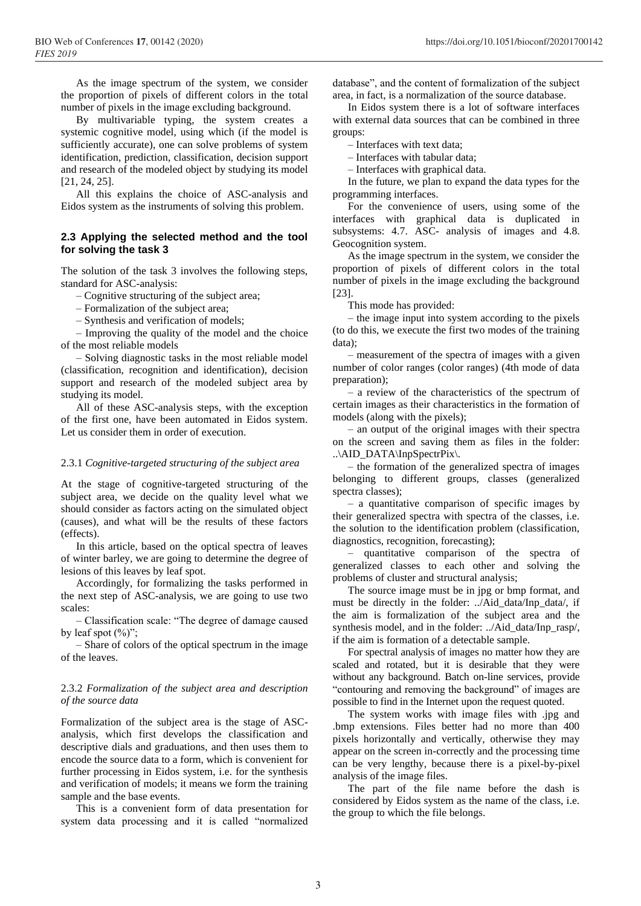As the image spectrum of the system, we consider the proportion of pixels of different colors in the total number of pixels in the image excluding background.

By multivariable typing, the system creates a systemic cognitive model, using which (if the model is sufficiently accurate), one can solve problems of system identification, prediction, classification, decision support and research of the modeled object by studying its model [21, 24, 25].

All this explains the choice of ASC-analysis and Eidos system as the instruments of solving this problem.

### 2.3 Applying the selected method and the tool for solving the task 3

The solution of the task 3 involves the following steps, standard for ASC-analysis:

– Cognitive structuring of the subject area;

– Formalization of the subject area;

– Synthesis and verification of models;

– Improving the quality of the model and the choice of the most reliable models

– Solving diagnostic tasks in the most reliable model (classification, recognition and identification), decision support and research of the modeled subject area by studying its model.

All of these ASC-analysis steps, with the exception of the first one, have been automated in Eidos system. Let us consider them in order of execution.

#### 2.3.1 *Cognitive-targeted structuring of the subject area*

At the stage of cognitive-targeted structuring of the subject area, we decide on the quality level what we should consider as factors acting on the simulated object (causes), and what will be the results of these factors (effects).

In this article, based on the optical spectra of leaves of winter barley, we are going to determine the degree of lesions of this leaves by leaf spot.

Accordingly, for formalizing the tasks performed in the next step of ASC-analysis, we are going to use two scales:

– Classification scale: "The degree of damage caused by leaf spot (%)";

– Share of colors of the optical spectrum in the image of the leaves.

#### 2.3.2 *Formalization of the subject area and description of the source data*

Formalization of the subject area is the stage of ASC-analysis, which first develops the classification and descriptive dials and graduations, and then uses them to encode the source data to a form, which is convenient for further processing in Eidos system, i.e. for the synthesis and verification of models; it means we form the training sample and the base events.

This is a convenient form of data presentation for system data processing and it is called "normalized database", and the content of formalization of the subject area, in fact, is a normalization of the source database.

In Eidos system there is a lot of software interfaces with external data sources that can be combined in three groups:

– Interfaces with text data;

– Interfaces with tabular data;

– Interfaces with graphical data.

In the future, we plan to expand the data types for the programming interfaces.

For the convenience of users, using some of the interfaces with graphical data is duplicated in subsystems: 4.7. ASC- analysis of images and 4.8. Geocognition system.

As the image spectrum in the system, we consider the proportion of pixels of different colors in the total number of pixels in the image excluding the background [23].

This mode has provided:

– the image input into system according to the pixels (to do this, we execute the first two modes of the training data);

– measurement of the spectra of images with a given number of color ranges (color ranges) (4th mode of data preparation);

– a review of the characteristics of the spectrum of certain images as their characteristics in the formation of models (along with the pixels);

– an output of the original images with their spectra on the screen and saving them as files in the folder: ..\AID_DATA\InpSpectrPix\.

– the formation of the generalized spectra of images belonging to different groups, classes (generalized spectra classes);

– a quantitative comparison of specific images by their generalized spectra with spectra of the classes, i.e. the solution to the identification problem (classification, diagnostics, recognition, forecasting);

– quantitative comparison of the spectra of generalized classes to each other and solving the problems of cluster and structural analysis;

The source image must be in jpg or bmp format, and must be directly in the folder: ../Aid_data/Inp_data/, if the aim is formalization of the subject area and the synthesis model, and in the folder: ../Aid_data/Inp_rasp/, if the aim is formation of a detectable sample.

For spectral analysis of images no matter how they are scaled and rotated, but it is desirable that they were without any background. Batch on-line services, provide "contouring and removing the background" of images are possible to find in the Internet upon the request quoted.

The system works with image files with .jpg and .bmp extensions. Files better had no more than 400 pixels horizontally and vertically, otherwise they may appear on the screen in-correctly and the processing time can be very lengthy, because there is a pixel-by-pixel analysis of the image files.

The part of the file name before the dash is considered by Eidos system as the name of the class, i.e. the group to which the file belongs.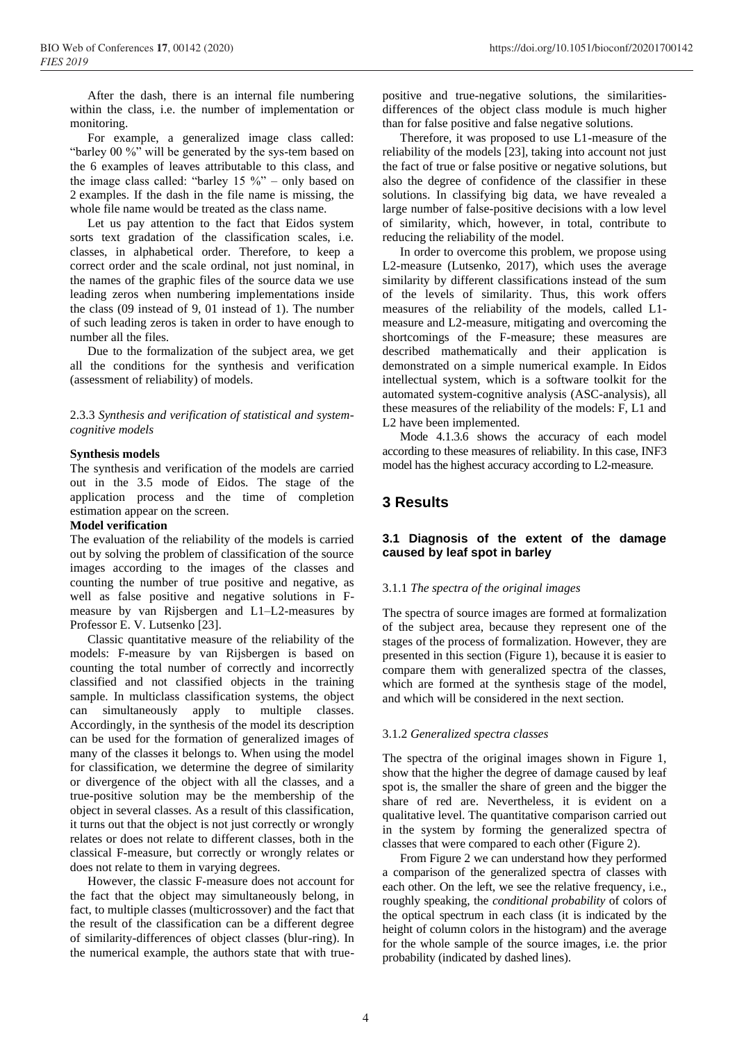After the dash, there is an internal file numbering within the class, i.e. the number of implementation or monitoring.

For example, a generalized image class called: "barley 00 %" will be generated by the sys-tem based on the 6 examples of leaves attributable to this class, and the image class called: "barley 15 %" – only based on 2 examples. If the dash in the file name is missing, the whole file name would be treated as the class name.

Let us pay attention to the fact that Eidos system sorts text gradation of the classification scales, i.e. classes, in alphabetical order. Therefore, to keep a correct order and the scale ordinal, not just nominal, in the names of the graphic files of the source data we use leading zeros when numbering implementations inside the class (09 instead of 9, 01 instead of 1). The number of such leading zeros is taken in order to have enough to number all the files.

Due to the formalization of the subject area, we get all the conditions for the synthesis and verification (assessment of reliability) of models.

#### 2.3.3 *Synthesis and verification of statistical and system-cognitive models*

**Synthesis models**

The synthesis and verification of the models are carried out in the 3.5 mode of Eidos. The stage of the application process and the time of completion estimation appear on the screen.

**Model verification**

The evaluation of the reliability of the models is carried out by solving the problem of classification of the source images according to the images of the classes and counting the number of true positive and negative, as well as false positive and negative solutions in F-measure by van Rijsbergen and L1–L2-measures by Professor E. V. Lutsenko [23].

Classic quantitative measure of the reliability of the models: F-measure by van Rijsbergen is based on counting the total number of correctly and incorrectly classified and not classified objects in the training sample. In multiclass classification systems, the object can simultaneously apply to multiple classes. Accordingly, in the synthesis of the model its description can be used for the formation of generalized images of many of the classes it belongs to. When using the model for classification, we determine the degree of similarity or divergence of the object with all the classes, and a true-positive solution may be the membership of the object in several classes. As a result of this classification, it turns out that the object is not just correctly or wrongly relates or does not relate to different classes, both in the classical F-measure, but correctly or wrongly relates or does not relate to them in varying degrees.

However, the classic F-measure does not account for the fact that the object may simultaneously belong, in fact, to multiple classes (multicrossover) and the fact that the result of the classification can be a different degree of similarity-differences of object classes (blur-ring). In the numerical example, the authors state that with true-positive and true-negative solutions, the similarities-differences of the object class module is much higher than for false positive and false negative solutions.

Therefore, it was proposed to use L1-measure of the reliability of the models [23], taking into account not just the fact of true or false positive or negative solutions, but also the degree of confidence of the classifier in these solutions. In classifying big data, we have revealed a large number of false-positive decisions with a low level of similarity, which, however, in total, contribute to reducing the reliability of the model.

In order to overcome this problem, we propose using L2-measure (Lutsenko, 2017), which uses the average similarity by different classifications instead of the sum of the levels of similarity. Thus, this work offers measures of the reliability of the models, called L1-measure and L2-measure, mitigating and overcoming the shortcomings of the F-measure; these measures are described mathematically and their application is demonstrated on a simple numerical example. In Eidos intellectual system, which is a software toolkit for the automated system-cognitive analysis (ASC-analysis), all these measures of the reliability of the models: F, L1 and L2 have been implemented.

Mode 4.1.3.6 shows the accuracy of each model according to these measures of reliability. In this case, INF3 model has the highest accuracy according to L2-measure.

# 3 Results

## 3.1 Diagnosis of the extent of the damage caused by leaf spot in barley

#### 3.1.1 *The spectra of the original images*

The spectra of source images are formed at formalization of the subject area, because they represent one of the stages of the process of formalization. However, they are presented in this section (Figure 1), because it is easier to compare them with generalized spectra of the classes, which are formed at the synthesis stage of the model, and which will be considered in the next section.

#### 3.1.2 *Generalized spectra classes*

The spectra of the original images shown in Figure 1, show that the higher the degree of damage caused by leaf spot is, the smaller the share of green and the bigger the share of red are. Nevertheless, it is evident on a qualitative level. The quantitative comparison carried out in the system by forming the generalized spectra of classes that were compared to each other (Figure 2).

From Figure 2 we can understand how they performed a comparison of the generalized spectra of classes with each other. On the left, we see the relative frequency, i.e., roughly speaking, the *conditional probability* of colors of the optical spectrum in each class (it is indicated by the height of column colors in the histogram) and the average for the whole sample of the source images, i.e. the prior probability (indicated by dashed lines).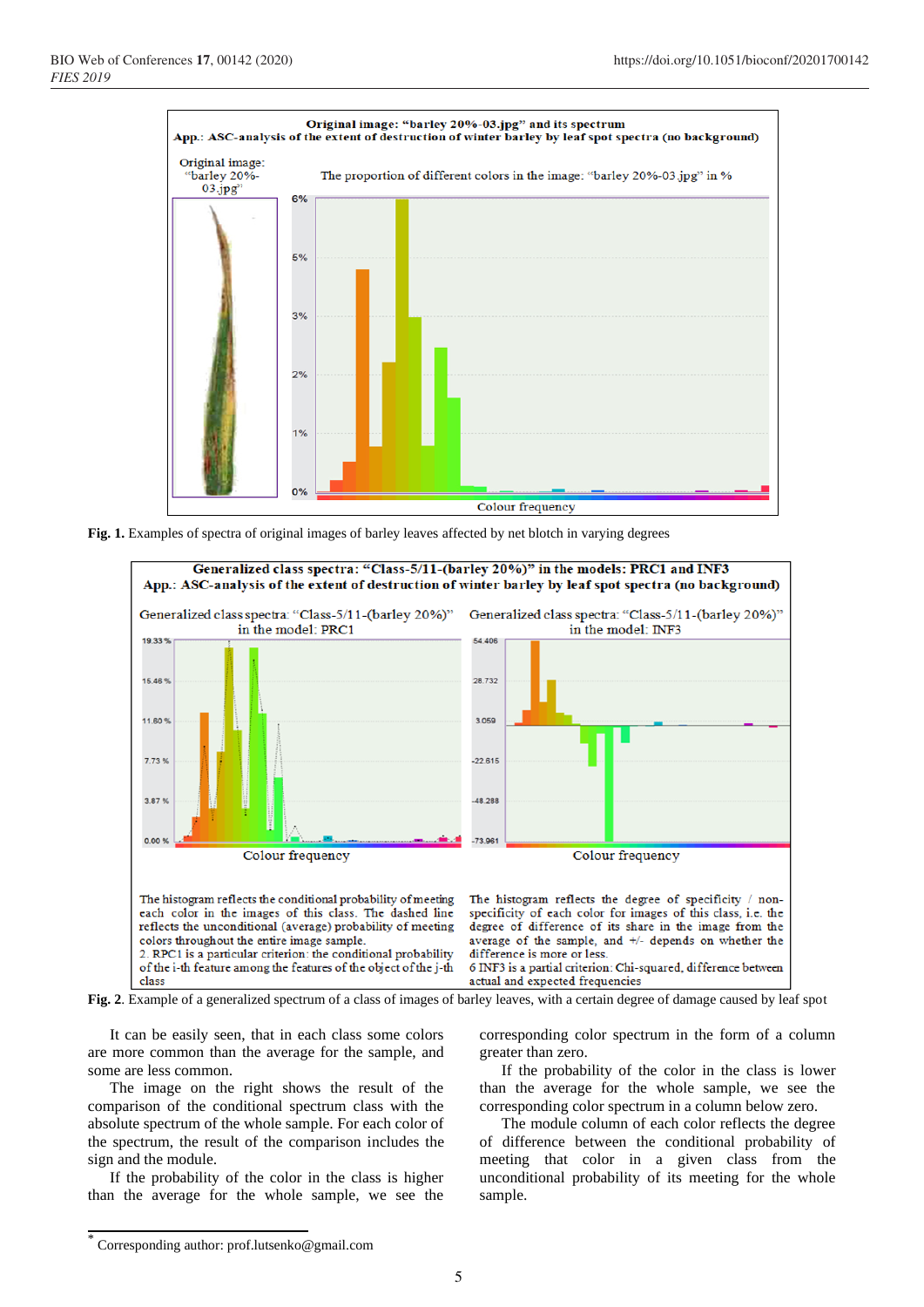**Fig. 1.** Examples of spectra of original images of barley leaves affected by net blotch in varying degrees

**Fig. 2**. Example of a generalized spectrum of a class of images of barley leaves, with a certain degree of damage caused by leaf spot

It can be easily seen, that in each class some colors are more common than the average for the sample, and some are less common.

The image on the right shows the result of the comparison of the conditional spectrum class with the absolute spectrum of the whole sample. For each color of the spectrum, the result of the comparison includes the sign and the module.

If the probability of the color in the class is higher than the average for the whole sample, we see the corresponding color spectrum in the form of a column greater than zero.

If the probability of the color in the class is lower than the average for the whole sample, we see the corresponding color spectrum in a column below zero.

The module column of each color reflects the degree of difference between the conditional probability of meeting that color in a given class from the unconditional probability of its meeting for the whole sample.

* Corresponding author: prof.lutsenko@gmail.com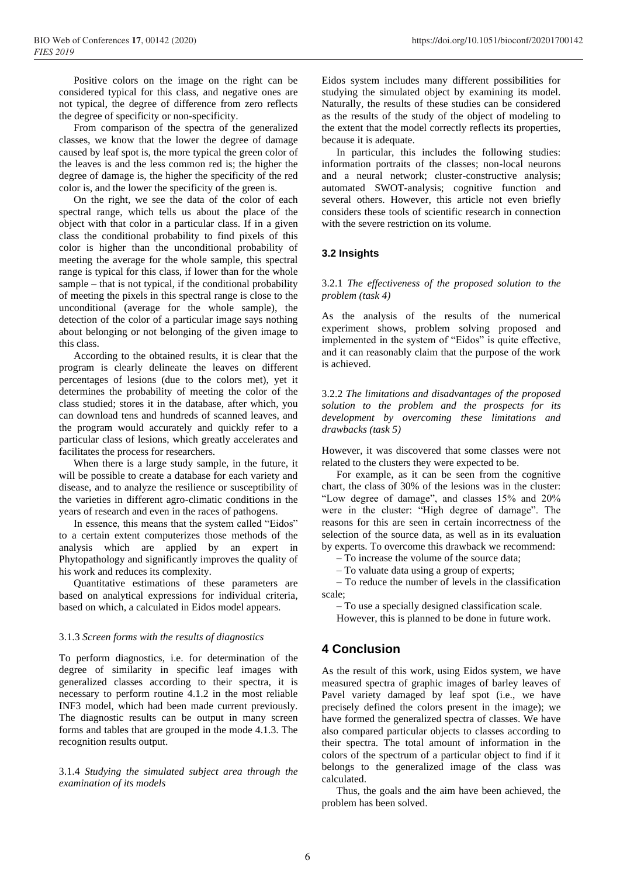Positive colors on the image on the right can be considered typical for this class, and negative ones are not typical, the degree of difference from zero reflects the degree of specificity or non-specificity.

From comparison of the spectra of the generalized classes, we know that the lower the degree of damage caused by leaf spot is, the more typical the green color of the leaves is and the less common red is; the higher the degree of damage is, the higher the specificity of the red color is, and the lower the specificity of the green is.

On the right, we see the data of the color of each spectral range, which tells us about the place of the object with that color in a particular class. If in a given class the conditional probability to find pixels of this color is higher than the unconditional probability of meeting the average for the whole sample, this spectral range is typical for this class, if lower than for the whole sample – that is not typical, if the conditional probability of meeting the pixels in this spectral range is close to the unconditional (average for the whole sample), the detection of the color of a particular image says nothing about belonging or not belonging of the given image to this class.

According to the obtained results, it is clear that the program is clearly delineate the leaves on different percentages of lesions (due to the colors met), yet it determines the probability of meeting the color of the class studied; stores it in the database, after which, you can download tens and hundreds of scanned leaves, and the program would accurately and quickly refer to a particular class of lesions, which greatly accelerates and facilitates the process for researchers.

When there is a large study sample, in the future, it will be possible to create a database for each variety and disease, and to analyze the resilience or susceptibility of the varieties in different agro-climatic conditions in the years of research and even in the races of pathogens.

In essence, this means that the system called "Eidos" to a certain extent computerizes those methods of the analysis which are applied by an expert in Phytopathology and significantly improves the quality of his work and reduces its complexity.

Quantitative estimations of these parameters are based on analytical expressions for individual criteria, based on which, a calculated in Eidos model appears.

#### 3.1.3 *Screen forms with the results of diagnostics*

To perform diagnostics, i.e. for determination of the degree of similarity in specific leaf images with generalized classes according to their spectra, it is necessary to perform routine 4.1.2 in the most reliable INF3 model, which had been made current previously. The diagnostic results can be output in many screen forms and tables that are grouped in the mode 4.1.3. The recognition results output.

#### 3.1.4 *Studying the simulated subject area through the examination of its models*

Eidos system includes many different possibilities for studying the simulated object by examining its model. Naturally, the results of these studies can be considered as the results of the study of the object of modeling to the extent that the model correctly reflects its properties, because it is adequate.

In particular, this includes the following studies: information portraits of the classes; non-local neurons and a neural network; cluster-constructive analysis; automated SWOT-analysis; cognitive function and several others. However, this article not even briefly considers these tools of scientific research in connection with the severe restriction on its volume.

### 3.2 Insights

#### 3.2.1 *The effectiveness of the proposed solution to the problem (task 4)*

As the analysis of the results of the numerical experiment shows, problem solving proposed and implemented in the system of "Eidos" is quite effective, and it can reasonably claim that the purpose of the work is achieved.

#### 3.2.2 *The limitations and disadvantages of the proposed solution to the problem and the prospects for its development by overcoming these limitations and drawbacks (task 5)*

However, it was discovered that some classes were not related to the clusters they were expected to be.

For example, as it can be seen from the cognitive chart, the class of 30% of the lesions was in the cluster: "Low degree of damage", and classes 15% and 20% were in the cluster: "High degree of damage". The reasons for this are seen in certain incorrectness of the selection of the source data, as well as in its evaluation by experts. To overcome this drawback we recommend:

– To increase the volume of the source data;

– To valuate data using a group of experts;

– To reduce the number of levels in the classification scale;

– To use a specially designed classification scale.

However, this is planned to be done in future work.

## 4 Conclusion

As the result of this work, using Eidos system, we have measured spectra of graphic images of barley leaves of Pavel variety damaged by leaf spot (i.e., we have precisely defined the colors present in the image); we have formed the generalized spectra of classes. We have also compared particular objects to classes according to their spectra. The total amount of information in the colors of the spectrum of a particular object to find if it belongs to the generalized image of the class was calculated.

Thus, the goals and the aim have been achieved, the problem has been solved.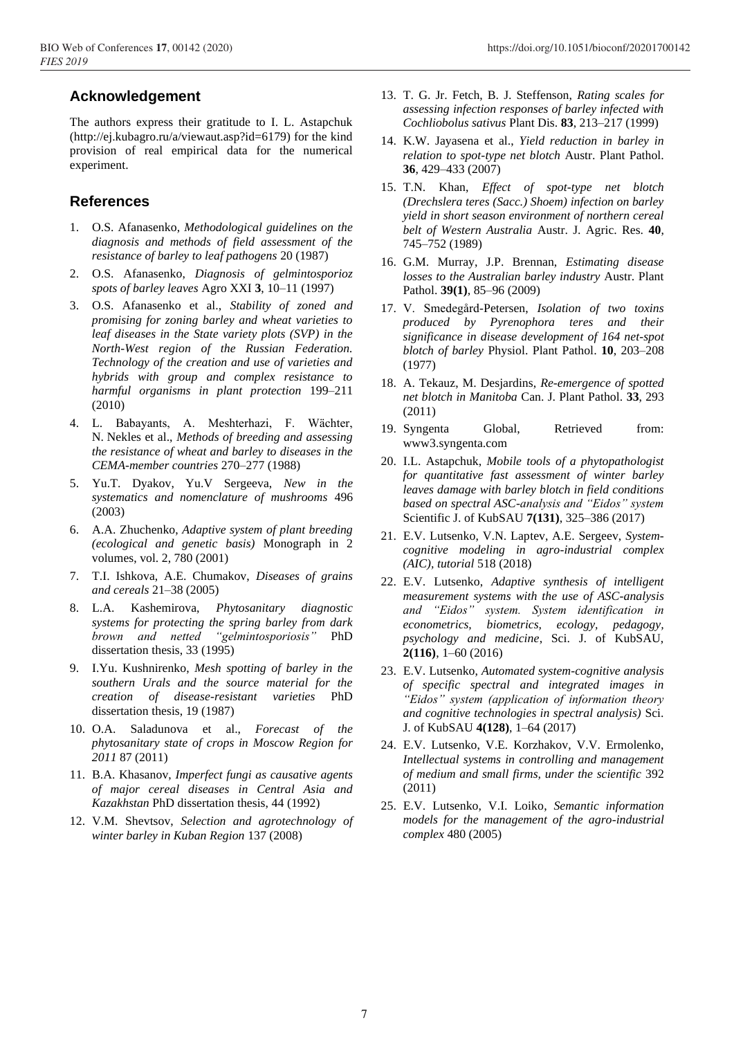## Acknowledgement

The authors express their gratitude to I. L. Astapchuk (http://ej.kubagro.ru/a/viewaut.asp?id=6179) for the kind provision of real empirical data for the numerical experiment.

## References

1. O.S. Afanasenko, *Methodological guidelines on the diagnosis and methods of field assessment of the resistance of barley to leaf pathogens* 20 (1987)
2. O.S. Afanasenko, *Diagnosis of gelmintosporioz spots of barley leaves* Agro XXI **3**, 10–11 (1997)
3. O.S. Afanasenko et al., *Stability of zoned and promising for zoning barley and wheat varieties to leaf diseases in the State variety plots (SVP) in the North-West region of the Russian Federation. Technology of the creation and use of varieties and hybrids with group and complex resistance to harmful organisms in plant protection* 199–211 (2010)
4. L. Babayants, A. Meshterhazi, F. Wächter, N. Nekles et al., *Methods of breeding and assessing the resistance of wheat and barley to diseases in the CEMA-member countries* 270–277 (1988)
5. Yu.T. Dyakov, Yu.V Sergeeva, *New in the systematics and nomenclature of mushrooms* 496 (2003)
6. A.A. Zhuchenko, *Adaptive system of plant breeding (ecological and genetic basis)* Monograph in 2 volumes, vol. 2, 780 (2001)
7. T.I. Ishkova, A.E. Chumakov, *Diseases of grains and cereals* 21–38 (2005)
8. L.A. Kashemirova, *Phytosanitary diagnostic systems for protecting the spring barley from dark brown and netted "gelmintosporiosis"* PhD dissertation thesis, 33 (1995)
9. I.Yu. Kushnirenko, *Mesh spotting of barley in the southern Urals and the source material for the creation of disease-resistant varieties* PhD dissertation thesis, 19 (1987)
10. O.A. Saladunova et al., *Forecast of the phytosanitary state of crops in Moscow Region for 2011* 87 (2011)
11. B.A. Khasanov, *Imperfect fungi as causative agents of major cereal diseases in Central Asia and Kazakhstan* PhD dissertation thesis, 44 (1992)
12. V.M. Shevtsov, *Selection and agrotechnology of winter barley in Kuban Region* 137 (2008)
13. T. G. Jr. Fetch, B. J. Steffenson, *Rating scales for assessing infection responses of barley infected with Cochliobolus sativus* Plant Dis. **83**, 213–217 (1999)
14. K.W. Jayasena et al., *Yield reduction in barley in relation to spot-type net blotch* Austr. Plant Pathol. **36**, 429–433 (2007)
15. T.N. Khan, *Effect of spot-type net blotch (Drechslera teres (Sacc.) Shoem) infection on barley yield in short season environment of northern cereal belt of Western Australia* Austr. J. Agric. Res. **40**, 745–752 (1989)
16. G.M. Murray, J.P. Brennan, *Estimating disease losses to the Australian barley industry* Austr. Plant Pathol. **39(1)**, 85–96 (2009)
17. V. Smedegård-Petersen, *Isolation of two toxins produced by Pyrenophora teres and their significance in disease development of 164 net-spot blotch of barley* Physiol. Plant Pathol. **10**, 203–208 (1977)
18. A. Tekauz, M. Desjardins, *Re-emergence of spotted net blotch in Manitoba* Can. J. Plant Pathol. **33**, 293 (2011)
19. Syngenta Global, Retrieved from: www3.syngenta.com
20. I.L. Astapchuk, *Mobile tools of a phytopathologist for quantitative fast assessment of winter barley leaves damage with barley blotch in field conditions based on spectral ASC-analysis and "Eidos" system* Scientific J. of KubSAU **7(131)**, 325–386 (2017)
21. E.V. Lutsenko, V.N. Laptev, A.E. Sergeev, *System-cognitive modeling in agro-industrial complex (AIC), tutorial* 518 (2018)
22. E.V. Lutsenko, *Adaptive synthesis of intelligent measurement systems with the use of ASC-analysis and "Eidos" system. System identification in econometrics, biometrics, ecology, pedagogy, psychology and medicine*, Sci. J. of KubSAU, **2(116)**, 1–60 (2016)
23. E.V. Lutsenko, *Automated system-cognitive analysis of specific spectral and integrated images in "Eidos" system (application of information theory and cognitive technologies in spectral analysis)* Sci. J. of KubSAU **4(128)**, 1–64 (2017)
24. E.V. Lutsenko, V.E. Korzhakov, V.V. Ermolenko, *Intellectual systems in controlling and management of medium and small firms, under the scientific* 392 (2011)
25. E.V. Lutsenko, V.I. Loiko, *Semantic information models for the management of the agro-industrial complex* 480 (2005)